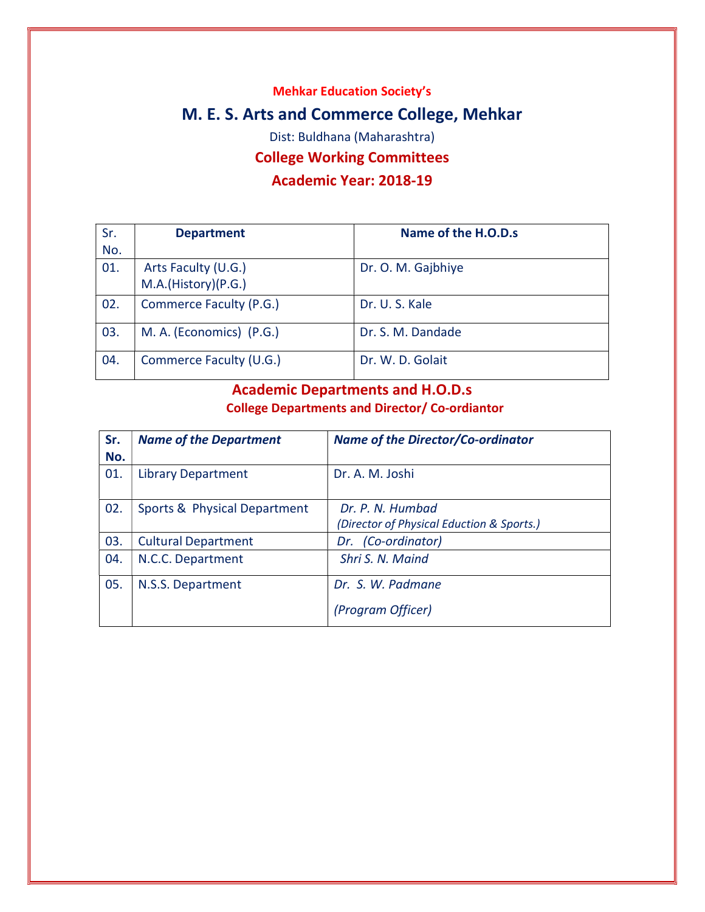**Mehkar Education Society's**

# M. E. S. Arts and Commerce College, Mehkar

Dist: Buldhana (Maharashtra)

## College Working Committees

## Academic Year: 2018-19

| Sr. No. | Department | Name of the H.O.D.s |
|---|---|---|
| 01. | Arts Faculty (U.G.) M.A.(History)(P.G.) | Dr. O. M. Gajbhiye |
| 02. | Commerce Faculty (P.G.) | Dr. U. S. Kale |
| 03. | M. A. (Economics) (P.G.) | Dr. S. M. Dandade |
| 04. | Commerce Faculty (U.G.) | Dr. W. D. Golait |

## Academic Departments and H.O.D.s

### College Departments and Director/ Co-ordiantor

| Sr. No. | *Name of the Department* | *Name of the Director/Co-ordinator* |
|---|---|---|
| 01. | Library Department | Dr. A. M. Joshi |
| 02. | Sports & Physical Department | *Dr. P. N. Humbad* *(Director of Physical Eduction & Sports.)* |
| 03. | Cultural Department | *Dr. (Co-ordinator)* |
| 04. | N.C.C. Department | *Shri S. N. Maind* |
| 05. | N.S.S. Department | *Dr. S. W. Padmane* *(Program Officer)* |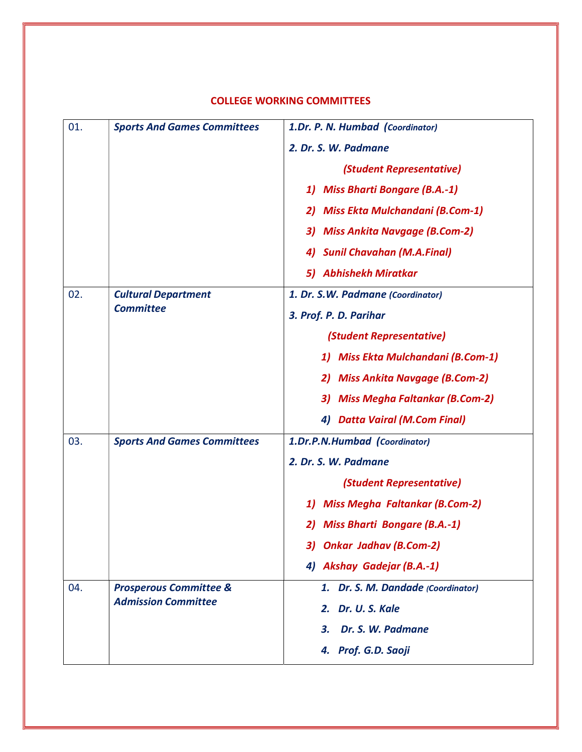## COLLEGE WORKING COMMITTEES

| | | |
|---|---|---|
| 01. | ***Sports And Games Committees*** | ***1.Dr. P. N. Humbad (Coordinator)***<br>***2. Dr. S. W. Padmane***<br>***(Student Representative)***<br>***1) Miss Bharti Bongare (B.A.-1)***<br>***2) Miss Ekta Mulchandani (B.Com-1)***<br>***3) Miss Ankita Navgage (B.Com-2)***<br>***4) Sunil Chavahan (M.A.Final)***<br>***5) Abhishekh Miratkar*** |
| 02. | ***Cultural Department Committee*** | ***1. Dr. S.W. Padmane (Coordinator)***<br>***3. Prof. P. D. Parihar***<br>***(Student Representative)***<br>***1) Miss Ekta Mulchandani (B.Com-1)***<br>***2) Miss Ankita Navgage (B.Com-2)***<br>***3) Miss Megha Faltankar (B.Com-2)***<br>***4) Datta Vairal (M.Com Final)*** |
| 03. | ***Sports And Games Committees*** | ***1.Dr.P.N.Humbad (Coordinator)***<br>***2. Dr. S. W. Padmane***<br>***(Student Representative)***<br>***1) Miss Megha Faltankar (B.Com-2)***<br>***2) Miss Bharti Bongare (B.A.-1)***<br>***3) Onkar Jadhav (B.Com-2)***<br>***4) Akshay Gadejar (B.A.-1)*** |
| 04. | ***Prosperous Committee & Admission Committee*** | ***1. Dr. S. M. Dandade (Coordinator)***<br>***2. Dr. U. S. Kale***<br>***3. Dr. S. W. Padmane***<br>***4. Prof. G.D. Saoji*** |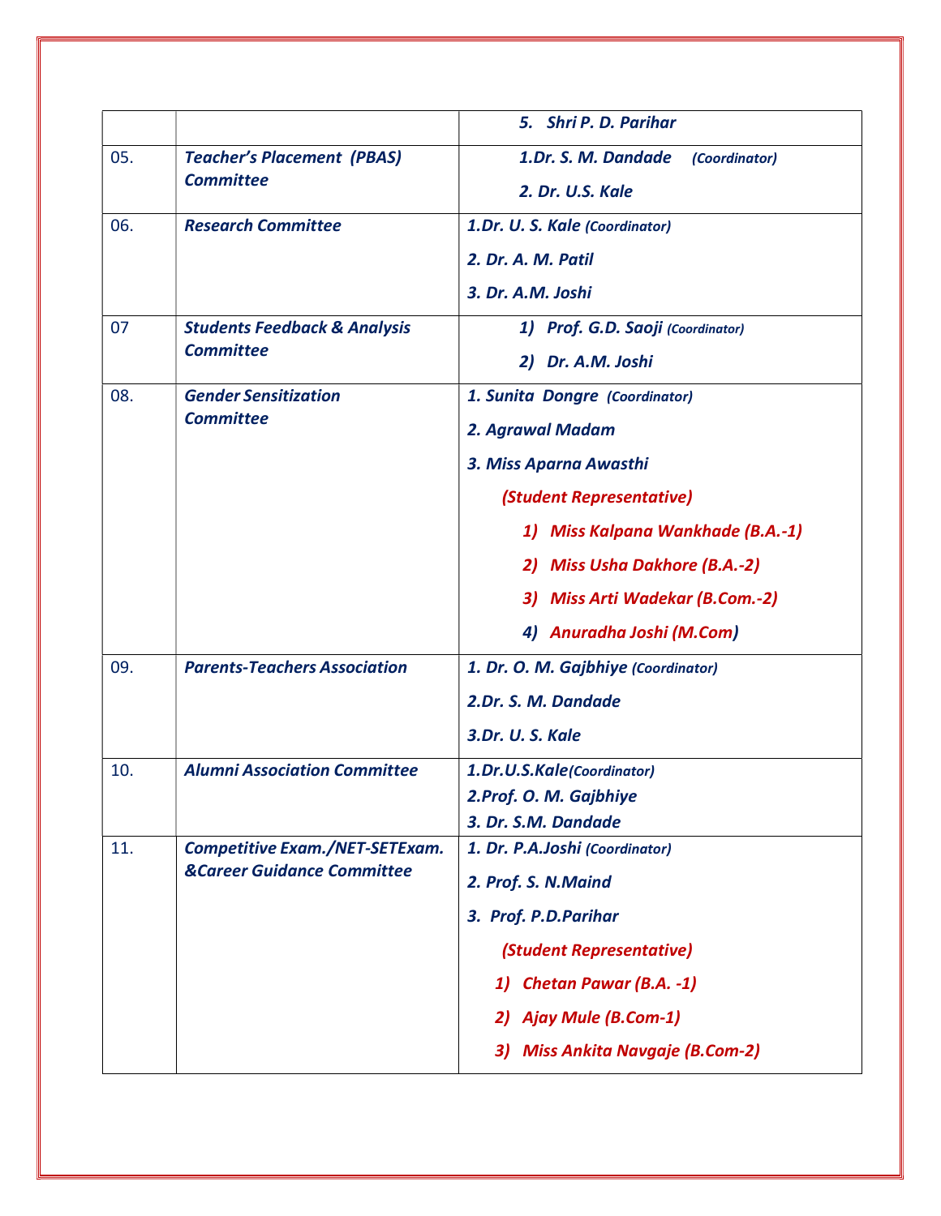| | | |
|---|---|---|
| | | *5. Shri P. D. Parihar* |
| 05. | ***Teacher's Placement (PBAS) Committee*** | ***1.Dr. S. M. Dandade*** *(Coordinator)*<br>***2. Dr. U.S. Kale*** |
| 06. | ***Research Committee*** | ***1.Dr. U. S. Kale*** *(Coordinator)*<br>***2. Dr. A. M. Patil***<br>***3. Dr. A.M. Joshi*** |
| 07 | ***Students Feedback & Analysis Committee*** | ***1) Prof. G.D. Saoji*** *(Coordinator)*<br>***2) Dr. A.M. Joshi*** |
| 08. | ***Gender Sensitization Committee*** | ***1. Sunita Dongre*** *(Coordinator)*<br>***2. Agrawal Madam***<br>***3. Miss Aparna Awasthi***<br>***(Student Representative)***<br>***1) Miss Kalpana Wankhade (B.A.-1)***<br>***2) Miss Usha Dakhore (B.A.-2)***<br>***3) Miss Arti Wadekar (B.Com.-2)***<br>***4) Anuradha Joshi (M.Com)*** |
| 09. | ***Parents-Teachers Association*** | ***1. Dr. O. M. Gajbhiye*** *(Coordinator)*<br>***2.Dr. S. M. Dandade***<br>***3.Dr. U. S. Kale*** |
| 10. | ***Alumni Association Committee*** | ***1.Dr.U.S.Kale****(Coordinator)*<br>***2.Prof. O. M. Gajbhiye***<br>***3. Dr. S.M. Dandade*** |
| 11. | ***Competitive Exam./NET-SETExam. &Career Guidance Committee*** | ***1. Dr. P.A.Joshi*** *(Coordinator)*<br>***2. Prof. S. N.Maind***<br>***3. Prof. P.D.Parihar***<br>***(Student Representative)***<br>***1) Chetan Pawar (B.A. -1)***<br>***2) Ajay Mule (B.Com-1)***<br>***3) Miss Ankita Navgaje (B.Com-2)*** |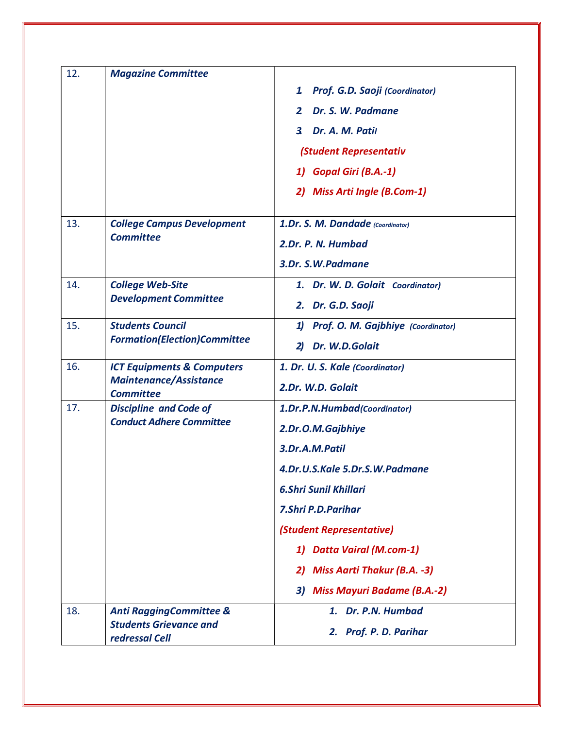| | | |
|---|---|---|
| 12. | ***Magazine Committee*** | ***1. Prof. G.D. Saoji (Coordinator)***<br>***2. Dr. S. W. Padmane***<br>***3. Dr. A. M. Patil***<br>***(Student Representativ***<br>***1) Gopal Giri (B.A.-1)***<br>***2) Miss Arti Ingle (B.Com-1)*** |
| 13. | ***College Campus Development Committee*** | ***1.Dr. S. M. Dandade (Coordinator)***<br>***2.Dr. P. N. Humbad***<br>***3.Dr. S.W.Padmane*** |
| 14. | ***College Web-Site Development Committee*** | ***1. Dr. W. D. Golait Coordinator)***<br>***2. Dr. G.D. Saoji*** |
| 15. | ***Students Council Formation(Election)Committee*** | ***1) Prof. O. M. Gajbhiye (Coordinator)***<br>***2) Dr. W.D.Golait*** |
| 16. | ***ICT Equipments & Computers Maintenance/Assistance Committee*** | ***1. Dr. U. S. Kale (Coordinator)***<br>***2.Dr. W.D. Golait*** |
| 17. | ***Discipline and Code of Conduct Adhere Committee*** | ***1.Dr.P.N.Humbad(Coordinator)***<br>***2.Dr.O.M.Gajbhiye***<br>***3.Dr.A.M.Patil***<br>***4.Dr.U.S.Kale 5.Dr.S.W.Padmane***<br>***6.Shri Sunil Khillari***<br>***7.Shri P.D.Parihar***<br>***(Student Representative)***<br>***1) Datta Vairal (M.com-1)***<br>***2) Miss Aarti Thakur (B.A. -3)***<br>***3) Miss Mayuri Badame (B.A.-2)*** |
| 18. | ***Anti RaggingCommittee & Students Grievance and redressal Cell*** | ***1. Dr. P.N. Humbad***<br>***2. Prof. P. D. Parihar*** |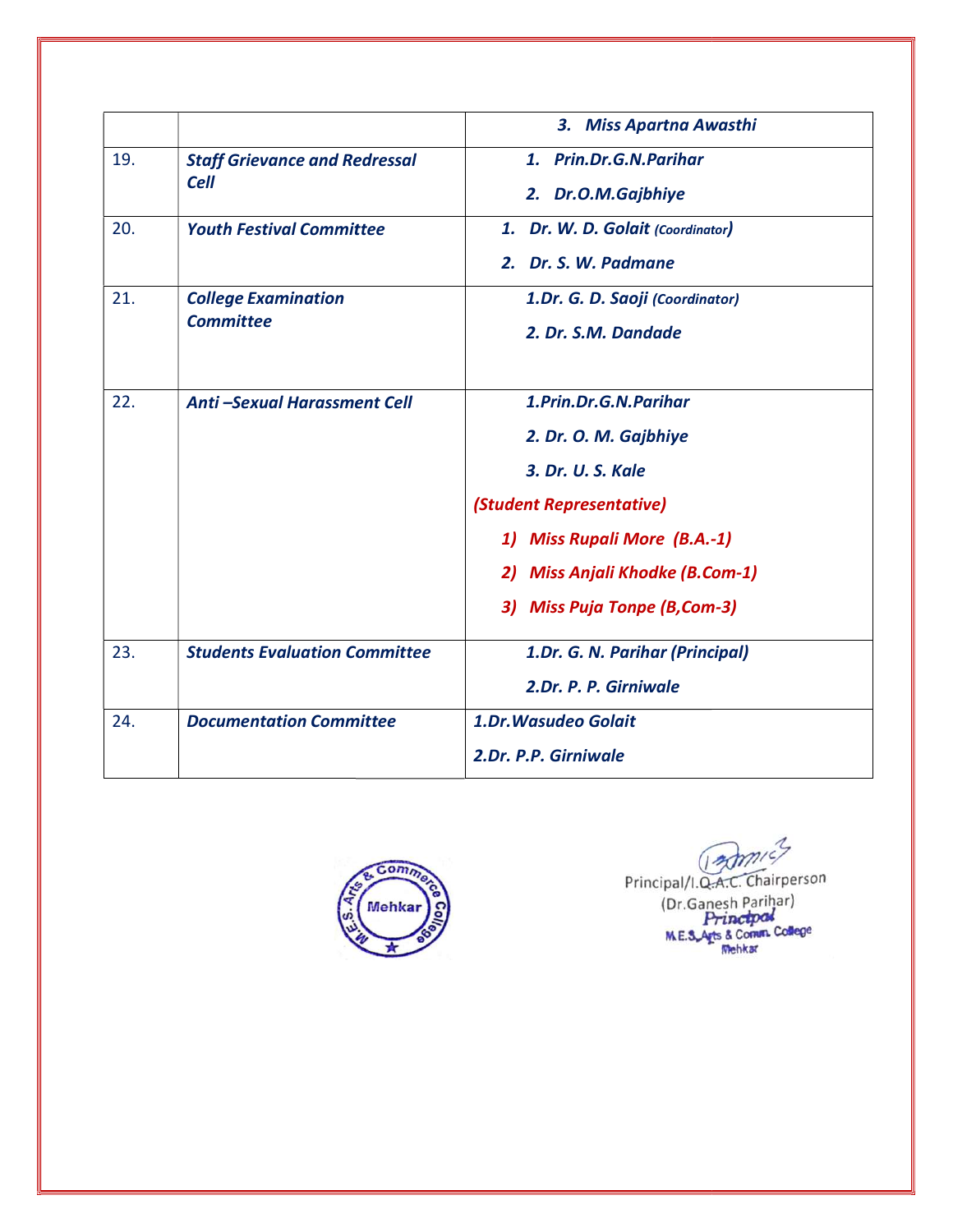| | | |
|---|---|---|
| | | 3. Miss Apartna Awasthi |
| 19. | ***Staff Grievance and Redressal Cell*** | 1. Prin.Dr.G.N.Parihar<br>2. Dr.O.M.Gajbhiye |
| 20. | ***Youth Festival Committee*** | 1. Dr. W. D. Golait (Coordinator)<br>2. Dr. S. W. Padmane |
| 21. | ***College Examination Committee*** | 1.Dr. G. D. Saoji (Coordinator)<br>2. Dr. S.M. Dandade |
| 22. | ***Anti –Sexual Harassment Cell*** | 1.Prin.Dr.G.N.Parihar<br>2. Dr. O. M. Gajbhiye<br>3. Dr. U. S. Kale<br>(Student Representative)<br>1) Miss Rupali More (B.A.-1)<br>2) Miss Anjali Khodke (B.Com-1)<br>3) Miss Puja Tonpe (B,Com-3) |
| 23. | ***Students Evaluation Committee*** | 1.Dr. G. N. Parihar (Principal)<br>2.Dr. P. P. Girniwale |
| 24. | ***Documentation Committee*** | 1.Dr.Wasudeo Golait<br>2.Dr. P.P. Girniwale |

M.E.S. Arts & Commerce College Mehkar

Principal/I.Q.A.C. Chairperson
(Dr.Ganesh Parihar)
Principal
M.E.S. Arts & Comm. College
Mehkar